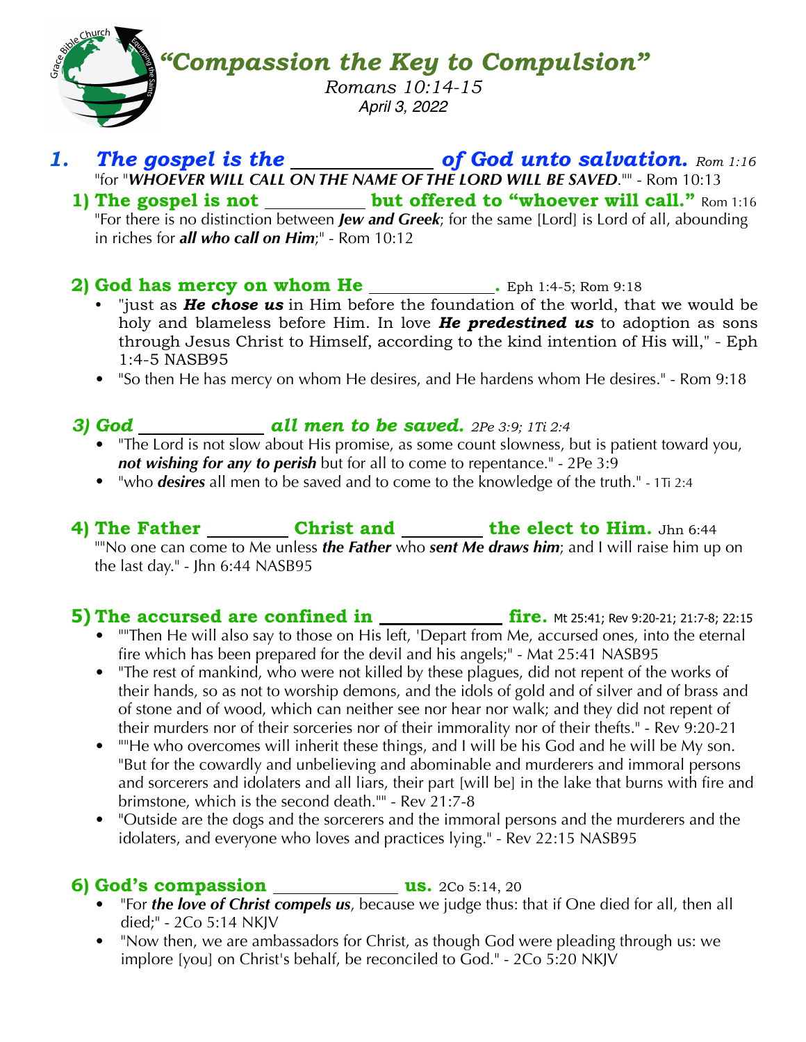# *"Compassion the Key to Compulsion"*

*Romans 10:14-15*
*April 3, 2022*

## *1. The gospel is the ____________ of God unto salvation.* *Rom 1:16*

"for "***WHOEVER WILL CALL ON THE NAME OF THE LORD WILL BE SAVED***."" - Rom 10:13

### 1) The gospel is not __________ but offered to "whoever will call." Rom 1:16

"For there is no distinction between ***Jew and Greek***; for the same [Lord] is Lord of all, abounding in riches for ***all who call on Him***;" - Rom 10:12

### 2) God has mercy on whom He ____________. Eph 1:4-5; Rom 9:18

- "just as ***He chose us*** in Him before the foundation of the world, that we would be holy and blameless before Him. In love ***He predestined us*** to adoption as sons through Jesus Christ to Himself, according to the kind intention of His will," - Eph 1:4-5 NASB95
- "So then He has mercy on whom He desires, and He hardens whom He desires." - Rom 9:18

### *3) God ____________ all men to be saved.* *2Pe 3:9; 1Ti 2:4*

- "The Lord is not slow about His promise, as some count slowness, but is patient toward you, ***not wishing for any to perish*** but for all to come to repentance." - 2Pe 3:9
- "who ***desires*** all men to be saved and to come to the knowledge of the truth." - 1Ti 2:4

### 4) The Father ________ Christ and ________ the elect to Him. Jhn 6:44

""No one can come to Me unless ***the Father*** who ***sent Me draws him***; and I will raise him up on the last day." - Jhn 6:44 NASB95

### 5) The accursed are confined in ____________ fire. Mt 25:41; Rev 9:20-21; 21:7-8; 22:15

- ""Then He will also say to those on His left, 'Depart from Me, accursed ones, into the eternal fire which has been prepared for the devil and his angels;" - Mat 25:41 NASB95
- "The rest of mankind, who were not killed by these plagues, did not repent of the works of their hands, so as not to worship demons, and the idols of gold and of silver and of brass and of stone and of wood, which can neither see nor hear nor walk; and they did not repent of their murders nor of their sorceries nor of their immorality nor of their thefts." - Rev 9:20-21
- ""He who overcomes will inherit these things, and I will be his God and he will be My son. "But for the cowardly and unbelieving and abominable and murderers and immoral persons and sorcerers and idolaters and all liars, their part [will be] in the lake that burns with fire and brimstone, which is the second death."" - Rev 21:7-8
- "Outside are the dogs and the sorcerers and the immoral persons and the murderers and the idolaters, and everyone who loves and practices lying." - Rev 22:15 NASB95

### 6) God's compassion ____________ us. 2Co 5:14, 20

- "For ***the love of Christ compels us***, because we judge thus: that if One died for all, then all died;" - 2Co 5:14 NKJV
- "Now then, we are ambassadors for Christ, as though God were pleading through us: we implore [you] on Christ's behalf, be reconciled to God." - 2Co 5:20 NKJV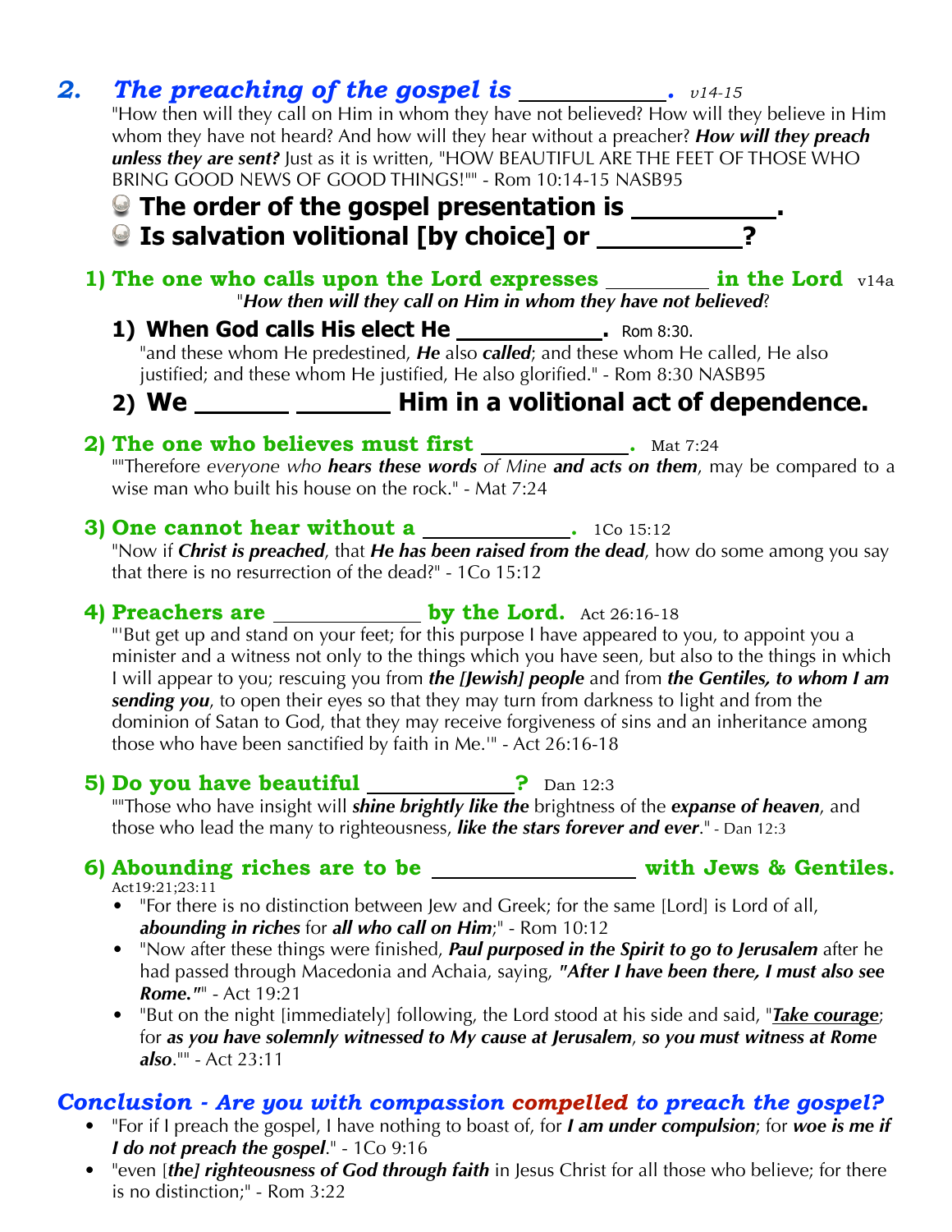## *2. The preaching of the gospel is ___________.* *v14-15*

"How then will they call on Him in whom they have not believed? How will they believe in Him whom they have not heard? And how will they hear without a preacher? ***How will they preach unless they are sent?*** Just as it is written, "HOW BEAUTIFUL ARE THE FEET OF THOSE WHO BRING GOOD NEWS OF GOOD THINGS!"" - Rom 10:14-15 NASB95

- **The order of the gospel presentation is __________.**
- **Is salvation volitional [by choice] or __________?**

### 1) The one who calls upon the Lord expresses _________ in the Lord v14a

"***How then will they call on Him in whom they have not believed***?

**1) When God calls His elect He ___________.** Rom 8:30.

"and these whom He predestined, ***He*** also ***called***; and these whom He called, He also justified; and these whom He justified, He also glorified." - Rom 8:30 NASB95

**2) We _______ _______ Him in a volitional act of dependence.**

### 2) The one who believes must first ____________. Mat 7:24

""Therefore *everyone who* ***hears these words*** *of Mine* ***and acts on them***, may be compared to a wise man who built his house on the rock." - Mat 7:24

### 3) One cannot hear without a ____________. 1Co 15:12

"Now if ***Christ is preached***, that ***He has been raised from the dead***, how do some among you say that there is no resurrection of the dead?" - 1Co 15:12

### 4) Preachers are _____________ by the Lord. Act 26:16-18

"'But get up and stand on your feet; for this purpose I have appeared to you, to appoint you a minister and a witness not only to the things which you have seen, but also to the things in which I will appear to you; rescuing you from ***the [Jewish] people*** and from ***the Gentiles, to whom I am sending you***, to open their eyes so that they may turn from darkness to light and from the dominion of Satan to God, that they may receive forgiveness of sins and an inheritance among those who have been sanctified by faith in Me.'" - Act 26:16-18

### 5) Do you have beautiful ____________? Dan 12:3

""Those who have insight will ***shine brightly like the*** brightness of the ***expanse of heaven***, and those who lead the many to righteousness, ***like the stars forever and ever***." - Dan 12:3

### 6) Abounding riches are to be _________________ with Jews & Gentiles.

Act19:21;23:11

- "For there is no distinction between Jew and Greek; for the same [Lord] is Lord of all, ***abounding in riches*** for ***all who call on Him***;" - Rom 10:12
- "Now after these things were finished, ***Paul purposed in the Spirit to go to Jerusalem*** after he had passed through Macedonia and Achaia, saying, ***"After I have been there, I must also see Rome."*** " - Act 19:21
- "But on the night [immediately] following, the Lord stood at his side and said, "***Take courage***; for ***as you have solemnly witnessed to My cause at Jerusalem***, ***so you must witness at Rome also***."" - Act 23:11

## *Conclusion - Are you with compassion compelled to preach the gospel?*

- "For if I preach the gospel, I have nothing to boast of, for ***I am under compulsion***; for ***woe is me if I do not preach the gospel***." - 1Co 9:16
- "even [***the] righteousness of God through faith*** in Jesus Christ for all those who believe; for there is no distinction;" - Rom 3:22